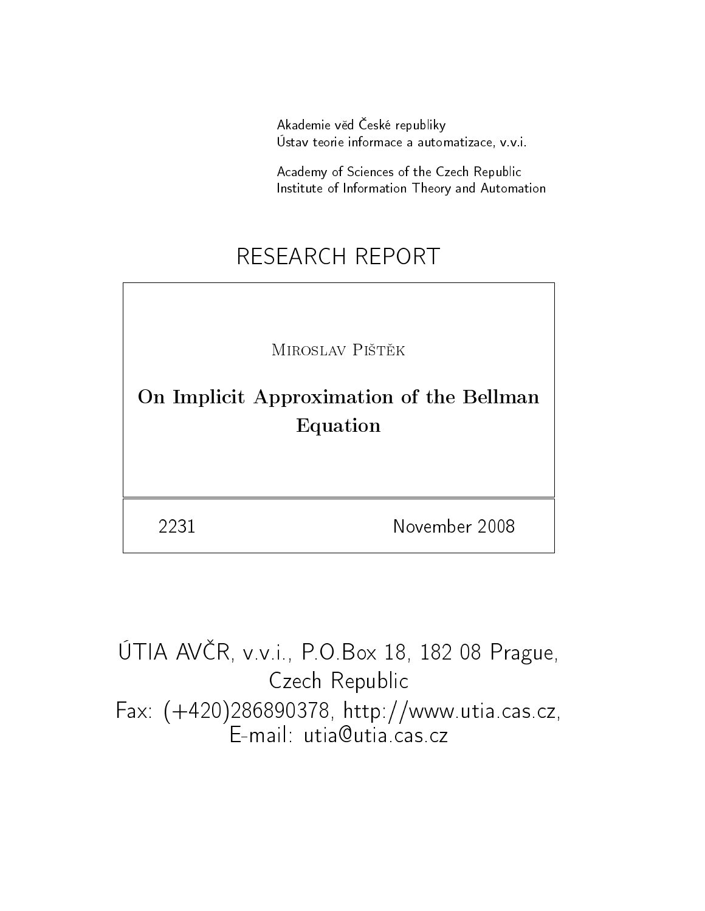Akademie věd České republiky
Ústav teorie informace a automatizace, v.v.i.

Academy of Sciences of the Czech Republic
Institute of Information Theory and Automation

# RESEARCH REPORT

Miroslav Pištěk

**On Implicit Approximation of the Bellman Equation**

2231 November 2008

ÚTIA AVČR, v.v.i., P.O.Box 18, 182 08 Prague, Czech Republic
Fax: (+420)286890378, http://www.utia.cas.cz, E-mail: utia@utia.cas.cz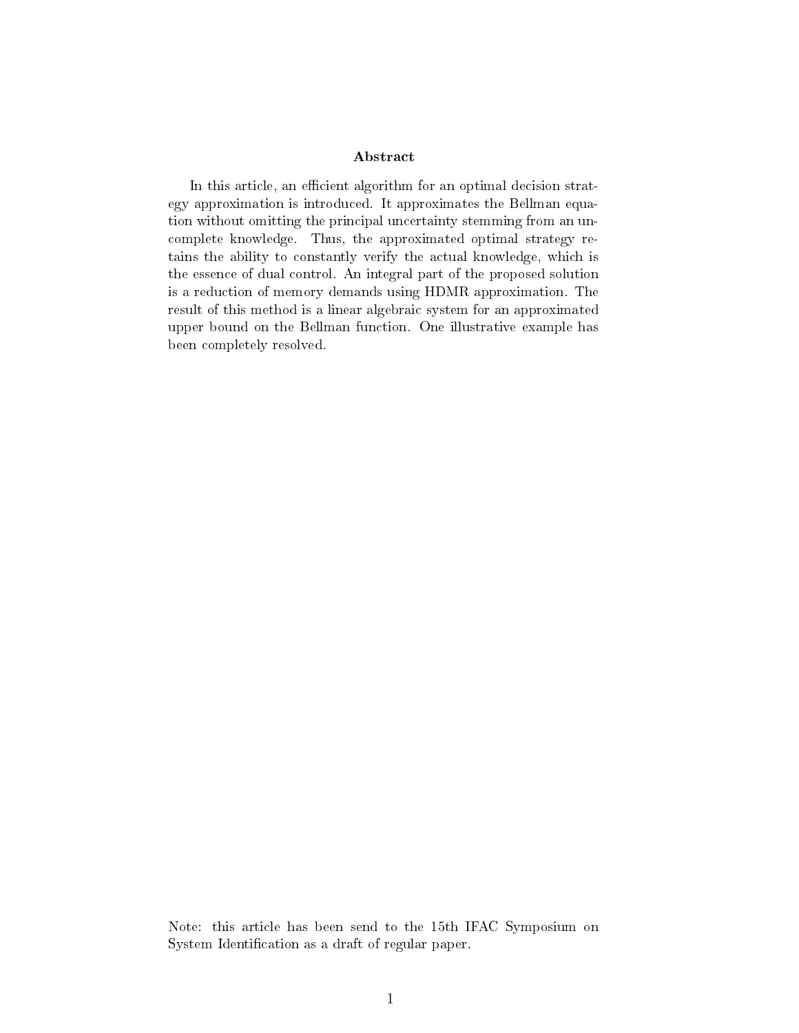## Abstract

In this article, an efficient algorithm for an optimal decision strategy approximation is introduced. It approximates the Bellman equation without omitting the principal uncertainty stemming from an uncomplete knowledge. Thus, the approximated optimal strategy retains the ability to constantly verify the actual knowledge, which is the essence of dual control. An integral part of the proposed solution is a reduction of memory demands using HDMR approximation. The result of this method is a linear algebraic system for an approximated upper bound on the Bellman function. One illustrative example has been completely resolved.

Note: this article has been send to the 15th IFAC Symposium on System Identification as a draft of regular paper.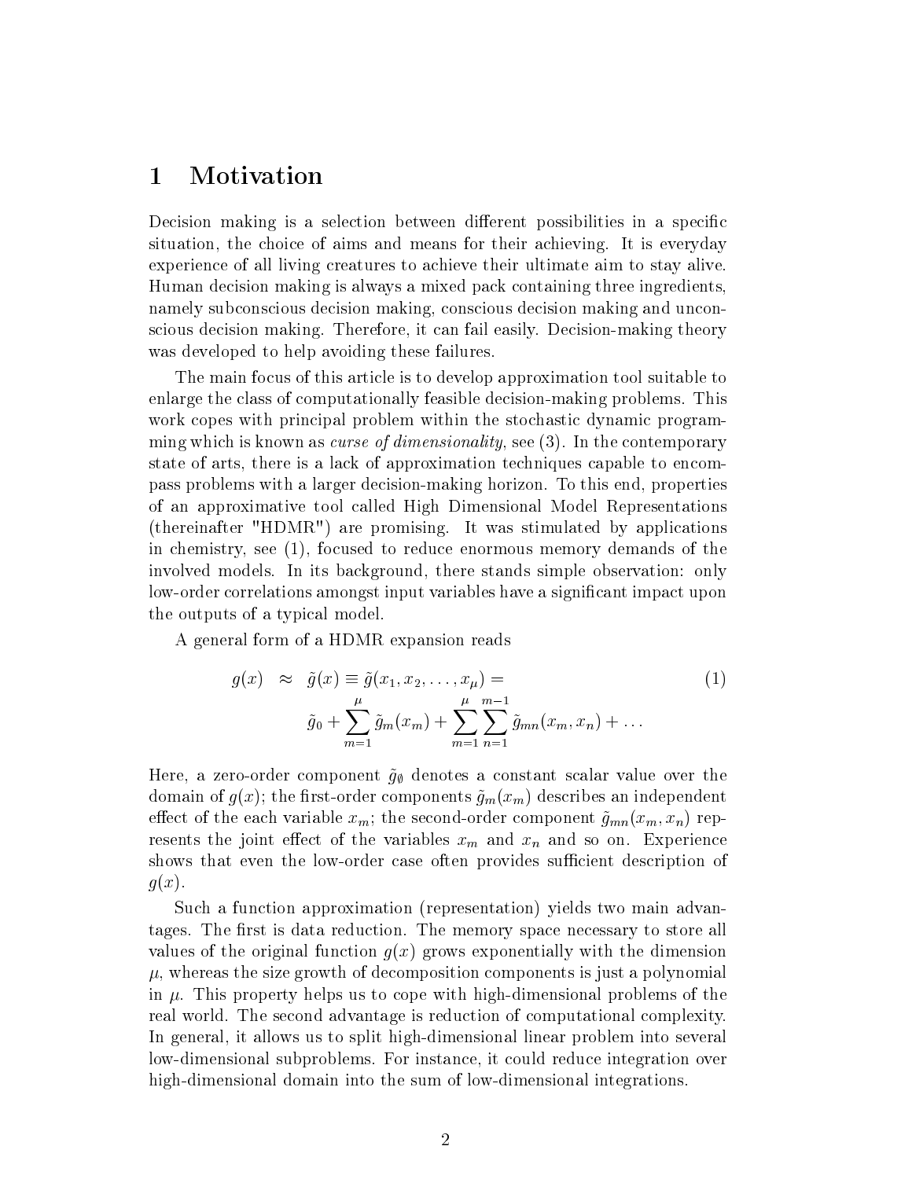# 1 Motivation

Decision making is a selection between different possibilities in a specific situation, the choice of aims and means for their achieving. It is everyday experience of all living creatures to achieve their ultimate aim to stay alive. Human decision making is always a mixed pack containing three ingredients, namely subconscious decision making, conscious decision making and unconscious decision making. Therefore, it can fail easily. Decision-making theory was developed to help avoiding these failures.

The main focus of this article is to develop approximation tool suitable to enlarge the class of computationally feasible decision-making problems. This work copes with principal problem within the stochastic dynamic programming which is known as *curse of dimensionality*, see (3). In the contemporary state of arts, there is a lack of approximation techniques capable to encompass problems with a larger decision-making horizon. To this end, properties of an approximative tool called High Dimensional Model Representations (thereinafter "HDMR") are promising. It was stimulated by applications in chemistry, see (1), focused to reduce enormous memory demands of the involved models. In its background, there stands simple observation: only low-order correlations amongst input variables have a significant impact upon the outputs of a typical model.

A general form of a HDMR expansion reads

$$g(x) \approx \tilde{g}(x) \equiv \tilde{g}(x_1, x_2, \ldots, x_\mu) = \tilde{g}_0 + \sum_{m=1}^{\mu} \tilde{g}_m(x_m) + \sum_{m=1}^{\mu} \sum_{n=1}^{m-1} \tilde{g}_{mn}(x_m, x_n) + \ldots \tag{1}$$

Here, a zero-order component $\tilde{g}_\emptyset$ denotes a constant scalar value over the domain of $g(x)$; the first-order components $\tilde{g}_m(x_m)$ describes an independent effect of the each variable $x_m$; the second-order component $\tilde{g}_{mn}(x_m, x_n)$ represents the joint effect of the variables $x_m$ and $x_n$ and so on. Experience shows that even the low-order case often provides sufficient description of $g(x)$.

Such a function approximation (representation) yields two main advantages. The first is data reduction. The memory space necessary to store all values of the original function $g(x)$ grows exponentially with the dimension $\mu$, whereas the size growth of decomposition components is just a polynomial in $\mu$. This property helps us to cope with high-dimensional problems of the real world. The second advantage is reduction of computational complexity. In general, it allows us to split high-dimensional linear problem into several low-dimensional subproblems. For instance, it could reduce integration over high-dimensional domain into the sum of low-dimensional integrations.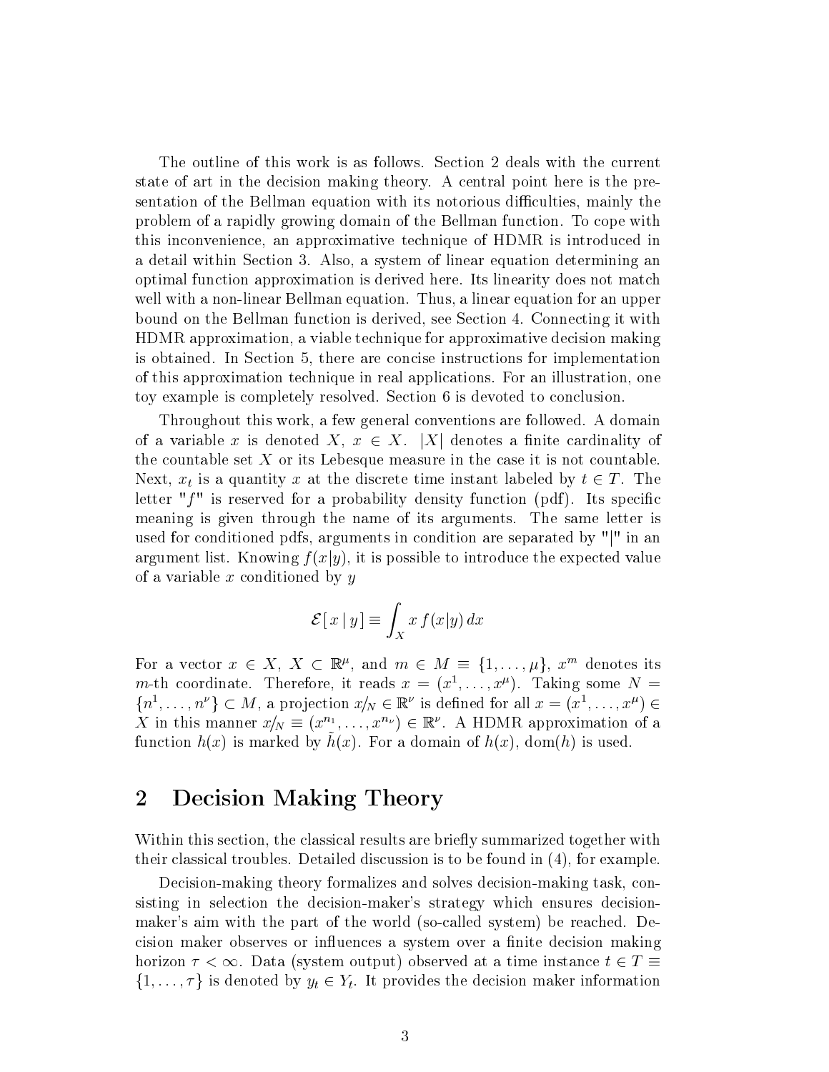The outline of this work is as follows. Section 2 deals with the current state of art in the decision making theory. A central point here is the presentation of the Bellman equation with its notorious difficulties, mainly the problem of a rapidly growing domain of the Bellman function. To cope with this inconvenience, an approximative technique of HDMR is introduced in a detail within Section 3. Also, a system of linear equation determining an optimal function approximation is derived here. Its linearity does not match well with a non-linear Bellman equation. Thus, a linear equation for an upper bound on the Bellman function is derived, see Section 4. Connecting it with HDMR approximation, a viable technique for approximative decision making is obtained. In Section 5, there are concise instructions for implementation of this approximation technique in real applications. For an illustration, one toy example is completely resolved. Section 6 is devoted to conclusion.

Throughout this work, a few general conventions are followed. A domain of a variable $x$ is denoted $X$, $x \in X$. $|X|$ denotes a finite cardinality of the countable set $X$ or its Lebesque measure in the case it is not countable. Next, $x_t$ is a quantity $x$ at the discrete time instant labeled by $t \in T$. The letter "$f$" is reserved for a probability density function (pdf). Its specific meaning is given through the name of its arguments. The same letter is used for conditioned pdfs, arguments in condition are separated by "$|$" in an argument list. Knowing $f(x|y)$, it is possible to introduce the expected value of a variable $x$ conditioned by $y$

$$\mathcal{E}[\, x \mid y \,] \equiv \int_X x\, f(x|y)\, dx$$

For a vector $x \in X$, $X \subset \mathbb{R}^\mu$, and $m \in M \equiv \{1, \ldots, \mu\}$, $x^m$ denotes its $m$-th coordinate. Therefore, it reads $x = (x^1, \ldots, x^\mu)$. Taking some $N = \{n^1, \ldots, n^\nu\} \subset M$, a projection $x_{/N} \in \mathbb{R}^\nu$ is defined for all $x = (x^1, \ldots, x^\mu) \in X$ in this manner $x_{/N} \equiv (x^{n_1}, \ldots, x^{n_\nu}) \in \mathbb{R}^\nu$. A HDMR approximation of a function $h(x)$ is marked by $\tilde{h}(x)$. For a domain of $h(x)$, $\mathrm{dom}(h)$ is used.

## 2 Decision Making Theory

Within this section, the classical results are briefly summarized together with their classical troubles. Detailed discussion is to be found in (4), for example.

Decision-making theory formalizes and solves decision-making task, consisting in selection the decision-maker's strategy which ensures decision-maker's aim with the part of the world (so-called system) be reached. Decision maker observes or influences a system over a finite decision making horizon $\tau < \infty$. Data (system output) observed at a time instance $t \in T \equiv \{1, \ldots, \tau\}$ is denoted by $y_t \in Y_t$. It provides the decision maker information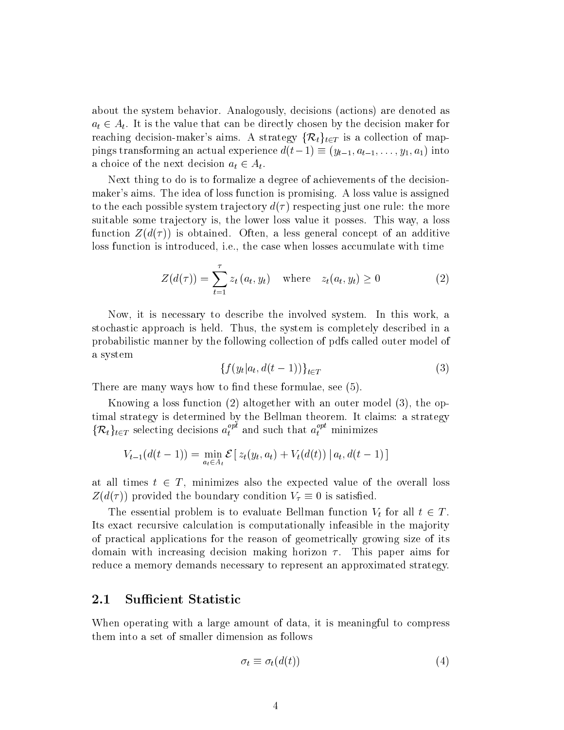about the system behavior. Analogously, decisions (actions) are denoted as $a_t \in A_t$. It is the value that can be directly chosen by the decision maker for reaching decision-maker's aims. A strategy $\{\mathcal{R}_t\}_{t \in T}$ is a collection of mappings transforming an actual experience $d(t-1) \equiv (y_{t-1}, a_{t-1}, \ldots, y_1, a_1)$ into a choice of the next decision $a_t \in A_t$.

Next thing to do is to formalize a degree of achievements of the decision-maker's aims. The idea of loss function is promising. A loss value is assigned to the each possible system trajectory $d(\tau)$ respecting just one rule: the more suitable some trajectory is, the lower loss value it posses. This way, a loss function $Z(d(\tau))$ is obtained. Often, a less general concept of an additive loss function is introduced, i.e., the case when losses accumulate with time

$$Z(d(\tau)) = \sum_{t=1}^{\tau} z_t\left(a_t, y_t\right) \quad \text{where} \quad z_t(a_t, y_t) \geq 0 \tag{2}$$

Now, it is necessary to describe the involved system. In this work, a stochastic approach is held. Thus, the system is completely described in a probabilistic manner by the following collection of pdfs called outer model of a system

$$\{f(y_t | a_t, d(t-1))\}_{t \in T} \tag{3}$$

There are many ways how to find these formulae, see (5).

Knowing a loss function (2) altogether with an outer model (3), the optimal strategy is determined by the Bellman theorem. It claims: a strategy $\{\mathcal{R}_t\}_{t \in T}$ selecting decisions $a_t^{opt}$ and such that $a_t^{opt}$ minimizes

$$V_{t-1}(d(t-1)) = \min_{a_t \in A_t} \mathcal{E}\left[\, z_t(y_t, a_t) + V_t(d(t)) \,|\, a_t, d(t-1) \,\right]$$

at all times $t \in T$, minimizes also the expected value of the overall loss $Z(d(\tau))$ provided the boundary condition $V_\tau \equiv 0$ is satisfied.

The essential problem is to evaluate Bellman function $V_t$ for all $t \in T$. Its exact recursive calculation is computationally infeasible in the majority of practical applications for the reason of geometrically growing size of its domain with increasing decision making horizon $\tau$. This paper aims for reduce a memory demands necessary to represent an approximated strategy.

## 2.1 Sufficient Statistic

When operating with a large amount of data, it is meaningful to compress them into a set of smaller dimension as follows

$$\sigma_t \equiv \sigma_t(d(t)) \tag{4}$$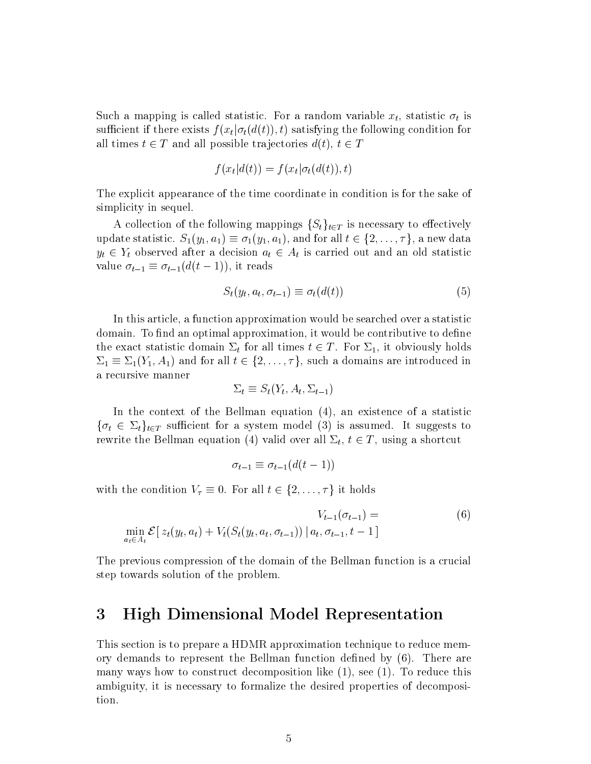Such a mapping is called statistic. For a random variable $x_t$, statistic $\sigma_t$ is sufficient if there exists $f(x_t|\sigma_t(d(t)), t)$ satisfying the following condition for all times $t \in T$ and all possible trajectories $d(t)$, $t \in T$

$$f(x_t|d(t)) = f(x_t|\sigma_t(d(t)), t)$$

The explicit appearance of the time coordinate in condition is for the sake of simplicity in sequel.

A collection of the following mappings $\{S_t\}_{t \in T}$ is necessary to effectively update statistic. $S_1(y_1, a_1) \equiv \sigma_1(y_1, a_1)$, and for all $t \in \{2, \ldots, \tau\}$, a new data $y_t \in Y_t$ observed after a decision $a_t \in A_t$ is carried out and an old statistic value $\sigma_{t-1} \equiv \sigma_{t-1}(d(t-1))$, it reads

$$S_t(y_t, a_t, \sigma_{t-1}) \equiv \sigma_t(d(t)) \tag{5}$$

In this article, a function approximation would be searched over a statistic domain. To find an optimal approximation, it would be contributive to define the exact statistic domain $\Sigma_t$ for all times $t \in T$. For $\Sigma_1$, it obviously holds $\Sigma_1 \equiv \Sigma_1(Y_1, A_1)$ and for all $t \in \{2, \ldots, \tau\}$, such a domains are introduced in a recursive manner

$$\Sigma_t \equiv S_t(Y_t, A_t, \Sigma_{t-1})$$

In the context of the Bellman equation (4), an existence of a statistic $\{\sigma_t \in \Sigma_t\}_{t \in T}$ sufficient for a system model (3) is assumed. It suggests to rewrite the Bellman equation (4) valid over all $\Sigma_t$, $t \in T$, using a shortcut

$$\sigma_{t-1} \equiv \sigma_{t-1}(d(t-1))$$

with the condition $V_\tau \equiv 0$. For all $t \in \{2, \ldots, \tau\}$ it holds

$$V_{t-1}(\sigma_{t-1}) = \min_{a_t \in A_t} \mathcal{E}[\, z_t(y_t, a_t) + V_t(S_t(y_t, a_t, \sigma_{t-1})) \,|\, a_t, \sigma_{t-1}, t-1\,] \tag{6}$$

The previous compression of the domain of the Bellman function is a crucial step towards solution of the problem.

# 3 High Dimensional Model Representation

This section is to prepare a HDMR approximation technique to reduce memory demands to represent the Bellman function defined by (6). There are many ways how to construct decomposition like (1), see (1). To reduce this ambiguity, it is necessary to formalize the desired properties of decomposition.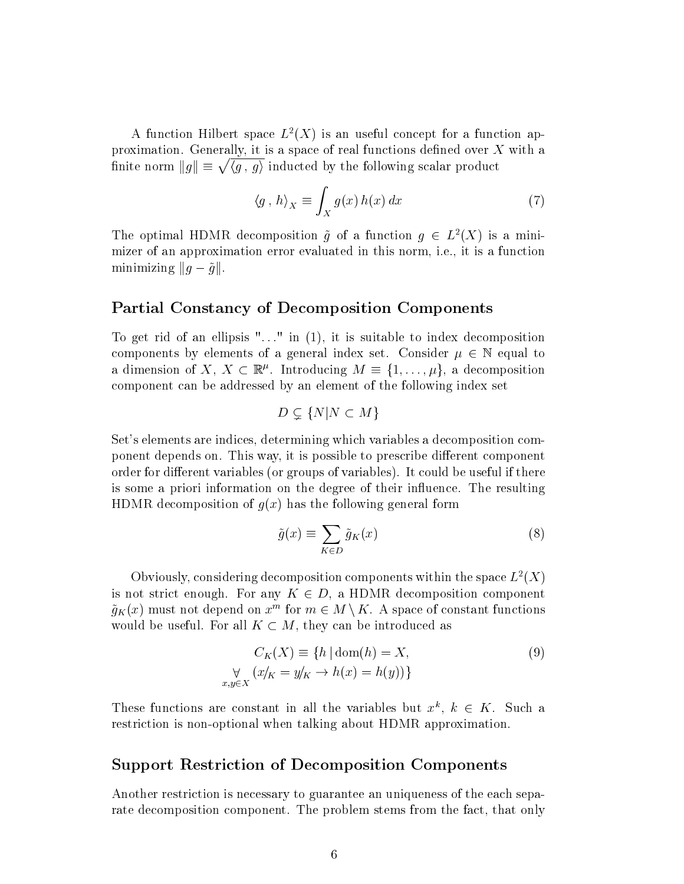A function Hilbert space $L^2(X)$ is an useful concept for a function approximation. Generally, it is a space of real functions defined over $X$ with a finite norm $\|g\| \equiv \sqrt{\langle g\,,\,g\rangle}$ inducted by the following scalar product

$$\langle g\,,\,h\rangle_X \equiv \int_X g(x)\,h(x)\,dx \tag{7}$$

The optimal HDMR decomposition $\tilde{g}$ of a function $g \in L^2(X)$ is a minimizer of an approximation error evaluated in this norm, i.e., it is a function minimizing $\|g - \tilde{g}\|$.

## Partial Constancy of Decomposition Components

To get rid of an ellipsis "..." in (1), it is suitable to index decomposition components by elements of a general index set. Consider $\mu \in \mathbb{N}$ equal to a dimension of $X$, $X \subset \mathbb{R}^\mu$. Introducing $M \equiv \{1, \ldots, \mu\}$, a decomposition component can be addressed by an element of the following index set

$$D \subsetneq \{N | N \subset M\}$$

Set's elements are indices, determining which variables a decomposition component depends on. This way, it is possible to prescribe different component order for different variables (or groups of variables). It could be useful if there is some a priori information on the degree of their influence. The resulting HDMR decomposition of $g(x)$ has the following general form

$$\tilde{g}(x) \equiv \sum_{K \in D} \tilde{g}_K(x) \tag{8}$$

Obviously, considering decomposition components within the space $L^2(X)$ is not strict enough. For any $K \in D$, a HDMR decomposition component $\tilde{g}_K(x)$ must not depend on $x^m$ for $m \in M \setminus K$. A space of constant functions would be useful. For all $K \subset M$, they can be introduced as

$$\begin{aligned} C_K(X) \equiv \{h \,|\, \mathrm{dom}(h) = X, \\ \forall_{x,y \in X} \left(x/_K = y/_K \rightarrow h(x) = h(y)\right)\} \end{aligned} \tag{9}$$

These functions are constant in all the variables but $x^k$, $k \in K$. Such a restriction is non-optional when talking about HDMR approximation.

## Support Restriction of Decomposition Components

Another restriction is necessary to guarantee an uniqueness of the each separate decomposition component. The problem stems from the fact, that only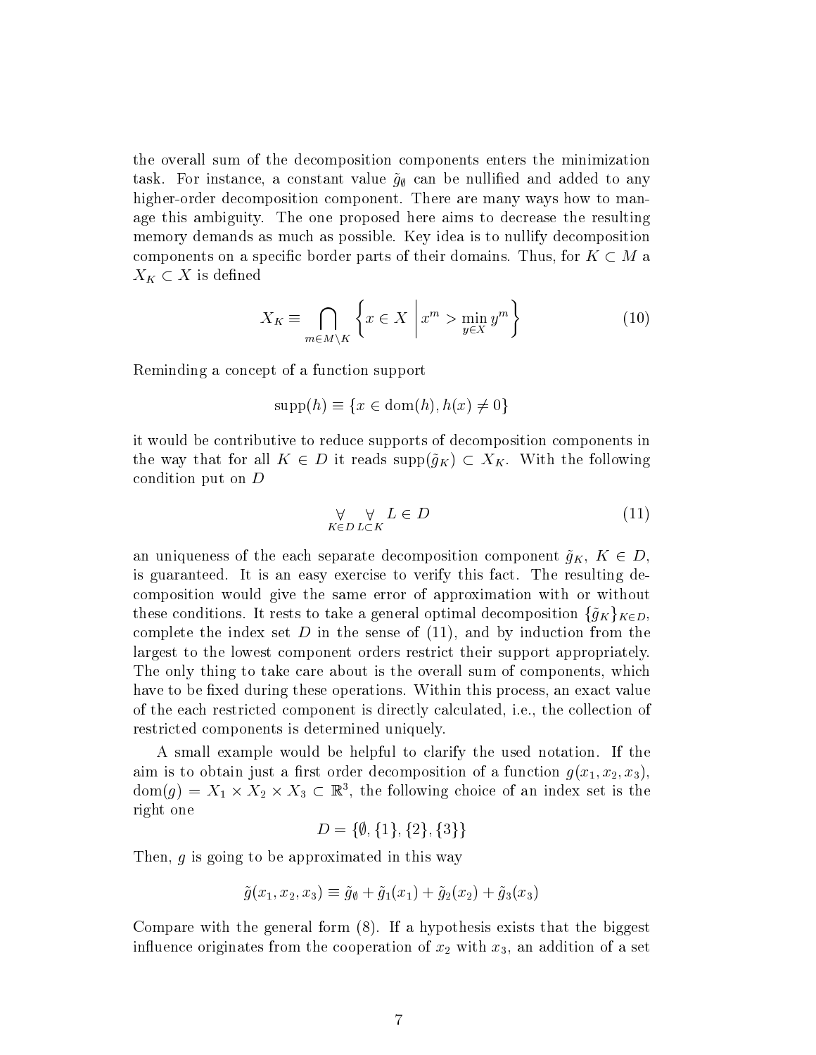the overall sum of the decomposition components enters the minimization task. For instance, a constant value $\tilde{g}_\emptyset$ can be nullified and added to any higher-order decomposition component. There are many ways how to manage this ambiguity. The one proposed here aims to decrease the resulting memory demands as much as possible. Key idea is to nullify decomposition components on a specific border parts of their domains. Thus, for $K \subset M$ a $X_K \subset X$ is defined

$$X_K \equiv \bigcap_{m \in M \setminus K} \left\{ x \in X \,\middle|\, x^m > \min_{y \in X} y^m \right\} \tag{10}$$

Reminding a concept of a function support

$$\mathrm{supp}(h) \equiv \{x \in \mathrm{dom}(h), h(x) \neq 0\}$$

it would be contributive to reduce supports of decomposition components in the way that for all $K \in D$ it reads $\mathrm{supp}(\tilde{g}_K) \subset X_K$. With the following condition put on $D$

$$\underset{K \in D}{\forall} \ \underset{L \subset K}{\forall} \ L \in D \tag{11}$$

an uniqueness of the each separate decomposition component $\tilde{g}_K$, $K \in D$, is guaranteed. It is an easy exercise to verify this fact. The resulting decomposition would give the same error of approximation with or without these conditions. It rests to take a general optimal decomposition $\{\tilde{g}_K\}_{K \in D}$, complete the index set $D$ in the sense of (11), and by induction from the largest to the lowest component orders restrict their support appropriately. The only thing to take care about is the overall sum of components, which have to be fixed during these operations. Within this process, an exact value of the each restricted component is directly calculated, i.e., the collection of restricted components is determined uniquely.

A small example would be helpful to clarify the used notation. If the aim is to obtain just a first order decomposition of a function $g(x_1, x_2, x_3)$, $\mathrm{dom}(g) = X_1 \times X_2 \times X_3 \subset \mathbb{R}^3$, the following choice of an index set is the right one

$$D = \{\emptyset, \{1\}, \{2\}, \{3\}\}$$

Then, $g$ is going to be approximated in this way

$$\tilde{g}(x_1, x_2, x_3) \equiv \tilde{g}_\emptyset + \tilde{g}_1(x_1) + \tilde{g}_2(x_2) + \tilde{g}_3(x_3)$$

Compare with the general form (8). If a hypothesis exists that the biggest influence originates from the cooperation of $x_2$ with $x_3$, an addition of a set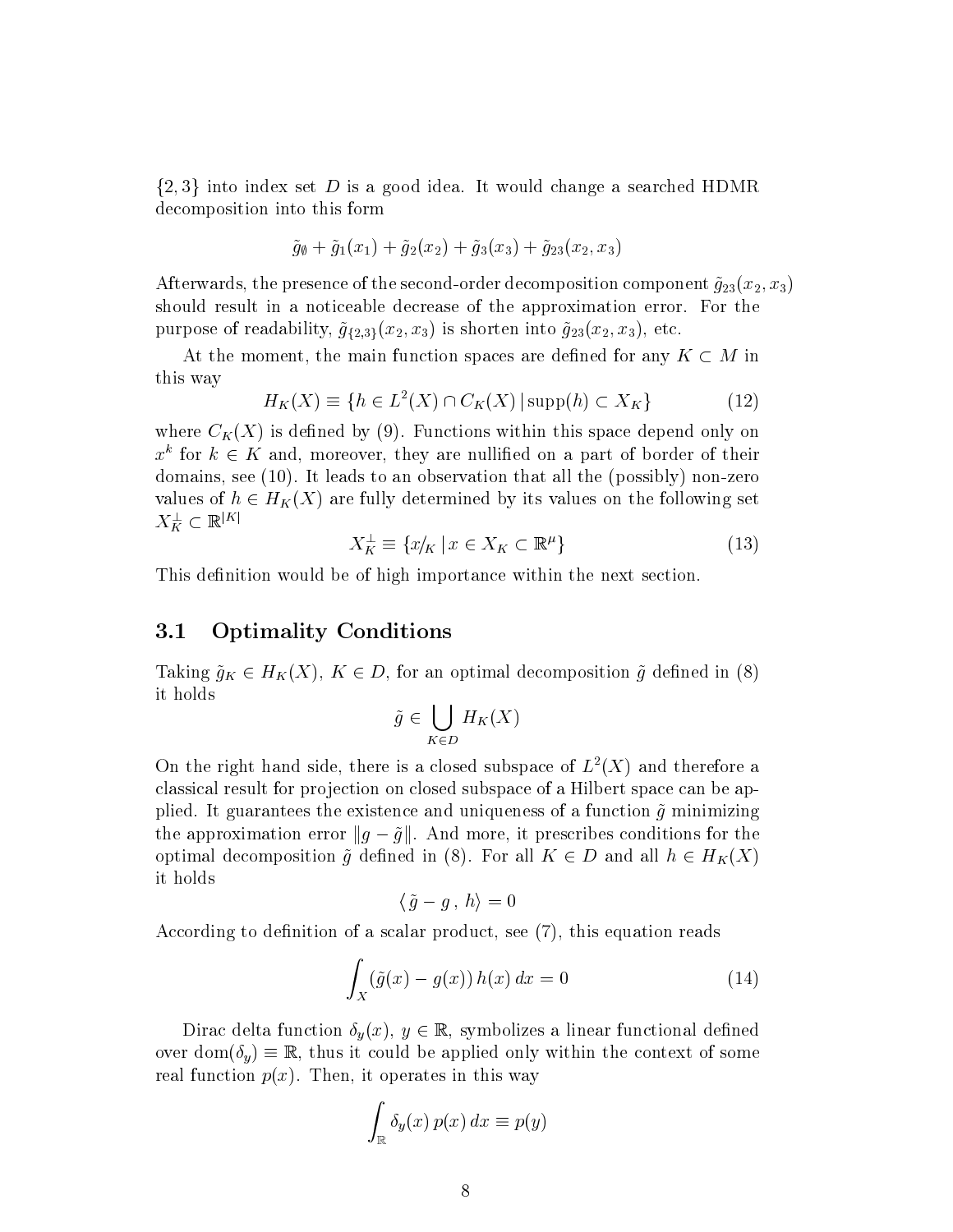$\{2,3\}$ into index set $D$ is a good idea. It would change a searched HDMR decomposition into this form

$$\tilde{g}_\emptyset + \tilde{g}_1(x_1) + \tilde{g}_2(x_2) + \tilde{g}_3(x_3) + \tilde{g}_{23}(x_2, x_3)$$

Afterwards, the presence of the second-order decomposition component $\tilde{g}_{23}(x_2, x_3)$ should result in a noticeable decrease of the approximation error. For the purpose of readability, $\tilde{g}_{\{2,3\}}(x_2, x_3)$ is shorten into $\tilde{g}_{23}(x_2, x_3)$, etc.

At the moment, the main function spaces are defined for any $K \subset M$ in this way

$$H_K(X) \equiv \{h \in L^2(X) \cap C_K(X) \,|\, \mathrm{supp}(h) \subset X_K\} \tag{12}$$

where $C_K(X)$ is defined by (9). Functions within this space depend only on $x^k$ for $k \in K$ and, moreover, they are nullified on a part of border of their domains, see (10). It leads to an observation that all the (possibly) non-zero values of $h \in H_K(X)$ are fully determined by its values on the following set $X_K^\perp \subset \mathbb{R}^{|K|}$

$$X_K^\perp \equiv \{x/_K \,|\, x \in X_K \subset \mathbb{R}^\mu\} \tag{13}$$

This definition would be of high importance within the next section.

## 3.1 Optimality Conditions

Taking $\tilde{g}_K \in H_K(X)$, $K \in D$, for an optimal decomposition $\tilde{g}$ defined in (8) it holds

$$\tilde{g} \in \bigcup_{K \in D} H_K(X)$$

On the right hand side, there is a closed subspace of $L^2(X)$ and therefore a classical result for projection on closed subspace of a Hilbert space can be applied. It guarantees the existence and uniqueness of a function $\tilde{g}$ minimizing the approximation error $\|g - \tilde{g}\|$. And more, it prescribes conditions for the optimal decomposition $\tilde{g}$ defined in (8). For all $K \in D$ and all $h \in H_K(X)$ it holds

$$\langle \tilde{g} - g \,,\, h \rangle = 0$$

According to definition of a scalar product, see (7), this equation reads

$$\int_X (\tilde{g}(x) - g(x))\, h(x)\, dx = 0 \tag{14}$$

Dirac delta function $\delta_y(x)$, $y \in \mathbb{R}$, symbolizes a linear functional defined over $\mathrm{dom}(\delta_y) \equiv \mathbb{R}$, thus it could be applied only within the context of some real function $p(x)$. Then, it operates in this way

$$\int_{\mathbb{R}} \delta_y(x)\, p(x)\, dx \equiv p(y)$$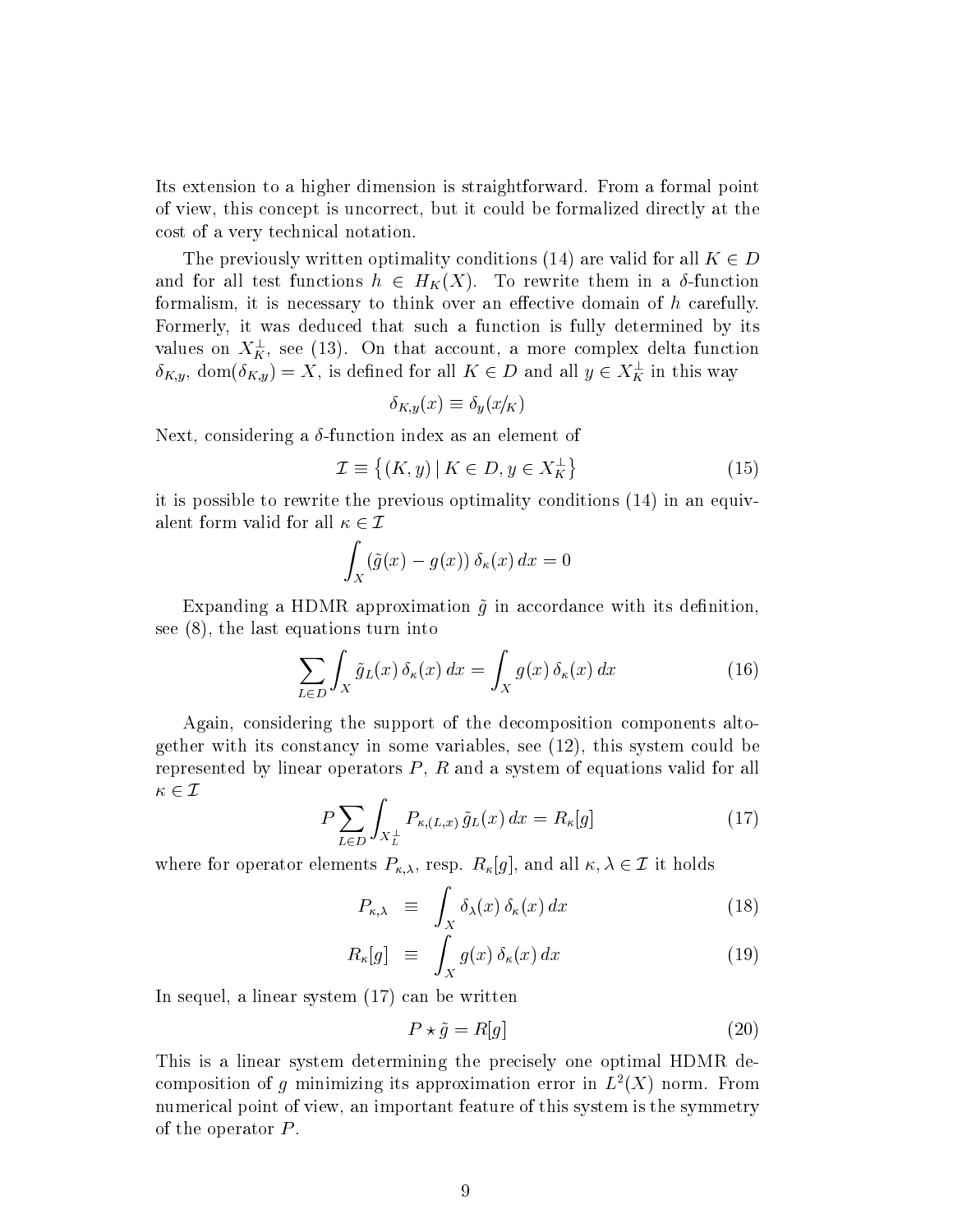Its extension to a higher dimension is straightforward. From a formal point of view, this concept is uncorrect, but it could be formalized directly at the cost of a very technical notation.

The previously written optimality conditions (14) are valid for all $K \in D$ and for all test functions $h \in H_K(X)$. To rewrite them in a $\delta$-function formalism, it is necessary to think over an effective domain of $h$ carefully. Formerly, it was deduced that such a function is fully determined by its values on $X_K^\perp$, see (13). On that account, a more complex delta function $\delta_{K,y}$, $\mathrm{dom}(\delta_{K,y}) = X$, is defined for all $K \in D$ and all $y \in X_K^\perp$ in this way

$$\delta_{K,y}(x) \equiv \delta_y(x/_K)$$

Next, considering a $\delta$-function index as an element of

$$\mathcal{I} \equiv \left\{ (K, y) \mid K \in D, y \in X_K^\perp \right\} \tag{15}$$

it is possible to rewrite the previous optimality conditions (14) in an equivalent form valid for all $\kappa \in \mathcal{I}$

$$\int_X \left(\tilde{g}(x) - g(x)\right) \delta_\kappa(x)\, dx = 0$$

Expanding a HDMR approximation $\tilde{g}$ in accordance with its definition, see (8), the last equations turn into

$$\sum_{L \in D} \int_X \tilde{g}_L(x)\, \delta_\kappa(x)\, dx = \int_X g(x)\, \delta_\kappa(x)\, dx \tag{16}$$

Again, considering the support of the decomposition components altogether with its constancy in some variables, see (12), this system could be represented by linear operators $P$, $R$ and a system of equations valid for all $\kappa \in \mathcal{I}$

$$P \sum_{L \in D} \int_{X_L^\perp} P_{\kappa,(L,x)}\, \tilde{g}_L(x)\, dx = R_\kappa[g] \tag{17}$$

where for operator elements $P_{\kappa,\lambda}$, resp. $R_\kappa[g]$, and all $\kappa, \lambda \in \mathcal{I}$ it holds

$$P_{\kappa,\lambda} \equiv \int_X \delta_\lambda(x)\, \delta_\kappa(x)\, dx \tag{18}$$

$$R_\kappa[g] \equiv \int_X g(x)\, \delta_\kappa(x)\, dx \tag{19}$$

In sequel, a linear system (17) can be written

$$P \star \tilde{g} = R[g] \tag{20}$$

This is a linear system determining the precisely one optimal HDMR decomposition of $g$ minimizing its approximation error in $L^2(X)$ norm. From numerical point of view, an important feature of this system is the symmetry of the operator $P$.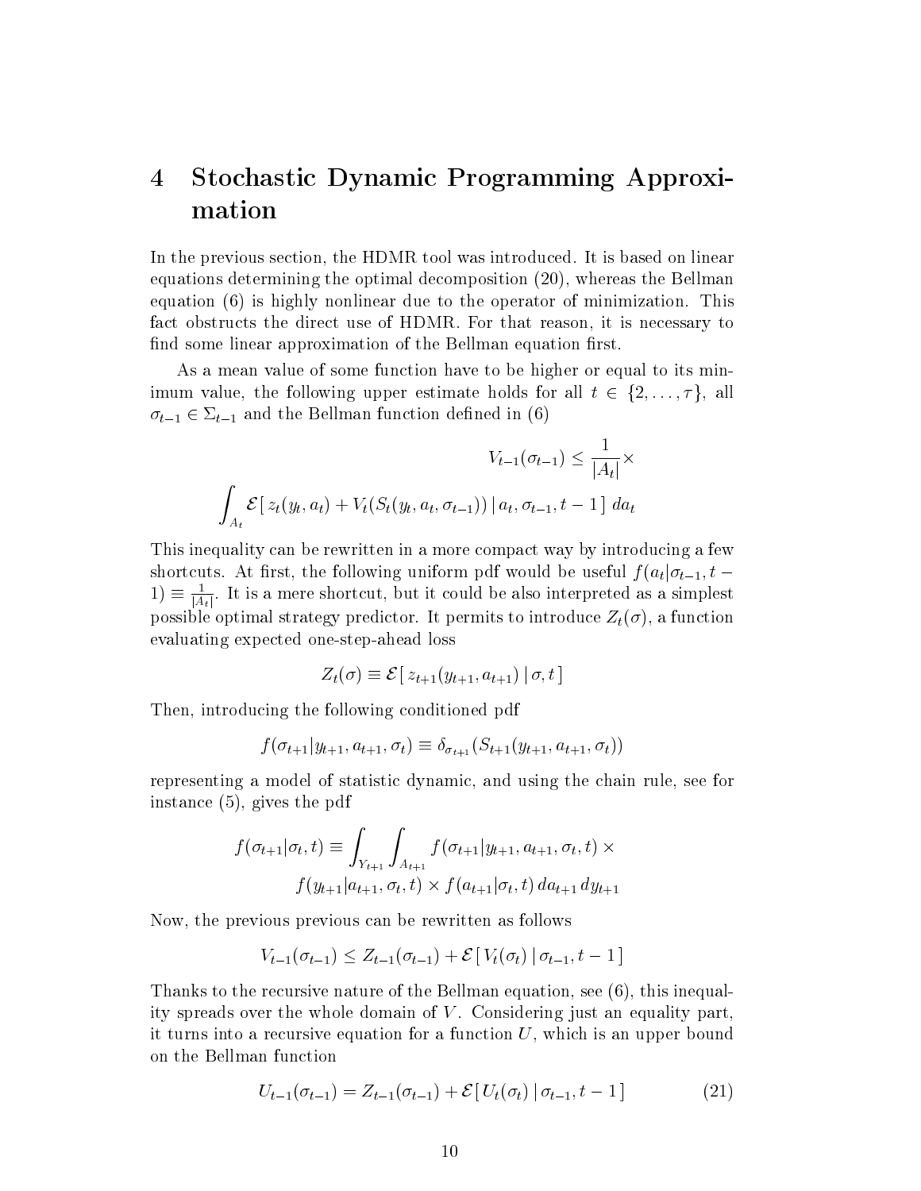# 4 Stochastic Dynamic Programming Approximation

In the previous section, the HDMR tool was introduced. It is based on linear equations determining the optimal decomposition (20), whereas the Bellman equation (6) is highly nonlinear due to the operator of minimization. This fact obstructs the direct use of HDMR. For that reason, it is necessary to find some linear approximation of the Bellman equation first.

As a mean value of some function have to be higher or equal to its minimum value, the following upper estimate holds for all $t \in \{2, \ldots, \tau\}$, all $\sigma_{t-1} \in \Sigma_{t-1}$ and the Bellman function defined in (6)

$$V_{t-1}(\sigma_{t-1}) \leq \frac{1}{|A_t|} \times \int_{A_t} \mathcal{E}\left[\, z_t(y_t, a_t) + V_t(S_t(y_t, a_t, \sigma_{t-1})) \,|\, a_t, \sigma_{t-1}, t-1 \,\right] da_t$$

This inequality can be rewritten in a more compact way by introducing a few shortcuts. At first, the following uniform pdf would be useful $f(a_t|\sigma_{t-1}, t-1) \equiv \frac{1}{|A_t|}$. It is a mere shortcut, but it could be also interpreted as a simplest possible optimal strategy predictor. It permits to introduce $Z_t(\sigma)$, a function evaluating expected one-step-ahead loss

$$Z_t(\sigma) \equiv \mathcal{E}\left[\, z_{t+1}(y_{t+1}, a_{t+1}) \,|\, \sigma, t \,\right]$$

Then, introducing the following conditioned pdf

$$f(\sigma_{t+1}|y_{t+1}, a_{t+1}, \sigma_t) \equiv \delta_{\sigma_{t+1}}(S_{t+1}(y_{t+1}, a_{t+1}, \sigma_t))$$

representing a model of statistic dynamic, and using the chain rule, see for instance (5), gives the pdf

$$f(\sigma_{t+1}|\sigma_t, t) \equiv \int_{Y_{t+1}} \int_{A_{t+1}} f(\sigma_{t+1}|y_{t+1}, a_{t+1}, \sigma_t, t) \times f(y_{t+1}|a_{t+1}, \sigma_t, t) \times f(a_{t+1}|\sigma_t, t)\, da_{t+1}\, dy_{t+1}$$

Now, the previous previous can be rewritten as follows

$$V_{t-1}(\sigma_{t-1}) \leq Z_{t-1}(\sigma_{t-1}) + \mathcal{E}\left[\, V_t(\sigma_t) \,|\, \sigma_{t-1}, t-1 \,\right]$$

Thanks to the recursive nature of the Bellman equation, see (6), this inequality spreads over the whole domain of $V$. Considering just an equality part, it turns into a recursive equation for a function $U$, which is an upper bound on the Bellman function

$$U_{t-1}(\sigma_{t-1}) = Z_{t-1}(\sigma_{t-1}) + \mathcal{E}\left[\, U_t(\sigma_t) \,|\, \sigma_{t-1}, t-1 \,\right] \tag{21}$$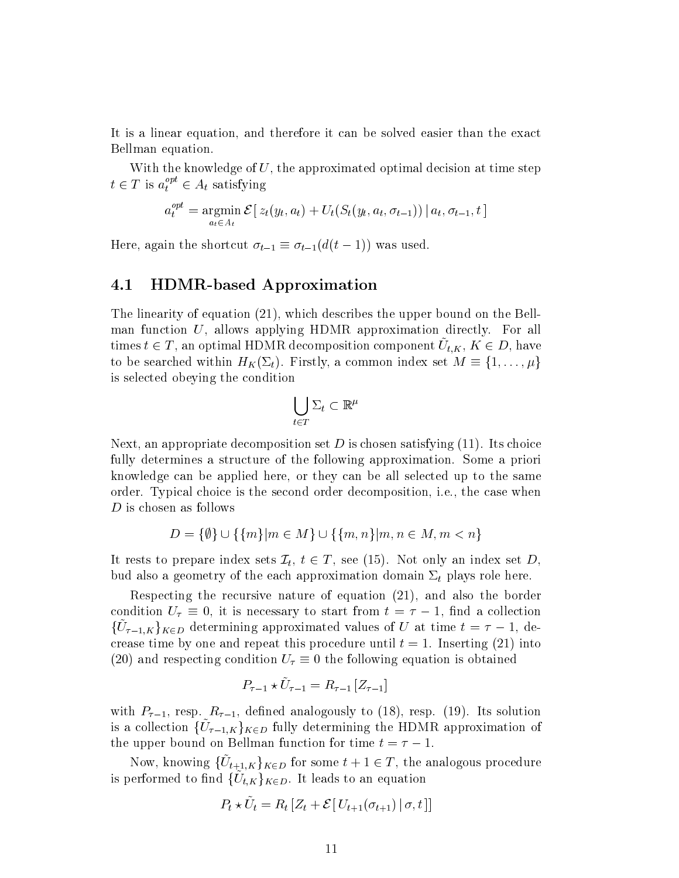It is a linear equation, and therefore it can be solved easier than the exact Bellman equation.

With the knowledge of $U$, the approximated optimal decision at time step $t \in T$ is $a_t^{opt} \in A_t$ satisfying

$$a_t^{opt} = \operatorname*{argmin}_{a_t \in A_t} \mathcal{E}[\, z_t(y_t, a_t) + U_t(S_t(y_t, a_t, \sigma_{t-1})) \,|\, a_t, \sigma_{t-1}, t\,]$$

Here, again the shortcut $\sigma_{t-1} \equiv \sigma_{t-1}(d(t-1))$ was used.

## 4.1 HDMR-based Approximation

The linearity of equation (21), which describes the upper bound on the Bellman function $U$, allows applying HDMR approximation directly. For all times $t \in T$, an optimal HDMR decomposition component $\tilde{U}_{t,K}$, $K \in D$, have to be searched within $H_K(\Sigma_t)$. Firstly, a common index set $M \equiv \{1, \ldots, \mu\}$ is selected obeying the condition

$$\bigcup_{t \in T} \Sigma_t \subset \mathbb{R}^\mu$$

Next, an appropriate decomposition set $D$ is chosen satisfying (11). Its choice fully determines a structure of the following approximation. Some a priori knowledge can be applied here, or they can be all selected up to the same order. Typical choice is the second order decomposition, i.e., the case when $D$ is chosen as follows

$$D = \{\emptyset\} \cup \{\{m\} | m \in M\} \cup \{\{m, n\} | m, n \in M, m < n\}$$

It rests to prepare index sets $\mathcal{I}_t$, $t \in T$, see (15). Not only an index set $D$, bud also a geometry of the each approximation domain $\Sigma_t$ plays role here.

Respecting the recursive nature of equation (21), and also the border condition $U_\tau \equiv 0$, it is necessary to start from $t = \tau - 1$, find a collection $\{\tilde{U}_{\tau-1,K}\}_{K \in D}$ determining approximated values of $U$ at time $t = \tau - 1$, decrease time by one and repeat this procedure until $t = 1$. Inserting (21) into (20) and respecting condition $U_\tau \equiv 0$ the following equation is obtained

$$P_{\tau-1} \star \tilde{U}_{\tau-1} = R_{\tau-1}[Z_{\tau-1}]$$

with $P_{\tau-1}$, resp. $R_{\tau-1}$, defined analogously to (18), resp. (19). Its solution is a collection $\{\tilde{U}_{\tau-1,K}\}_{K \in D}$ fully determining the HDMR approximation of the upper bound on Bellman function for time $t = \tau - 1$.

Now, knowing $\{\tilde{U}_{t+1,K}\}_{K \in D}$ for some $t + 1 \in T$, the analogous procedure is performed to find $\{\tilde{U}_{t,K}\}_{K \in D}$. It leads to an equation

$$P_t \star \tilde{U}_t = R_t[Z_t + \mathcal{E}[\, U_{t+1}(\sigma_{t+1}) \,|\, \sigma, t\,]]$$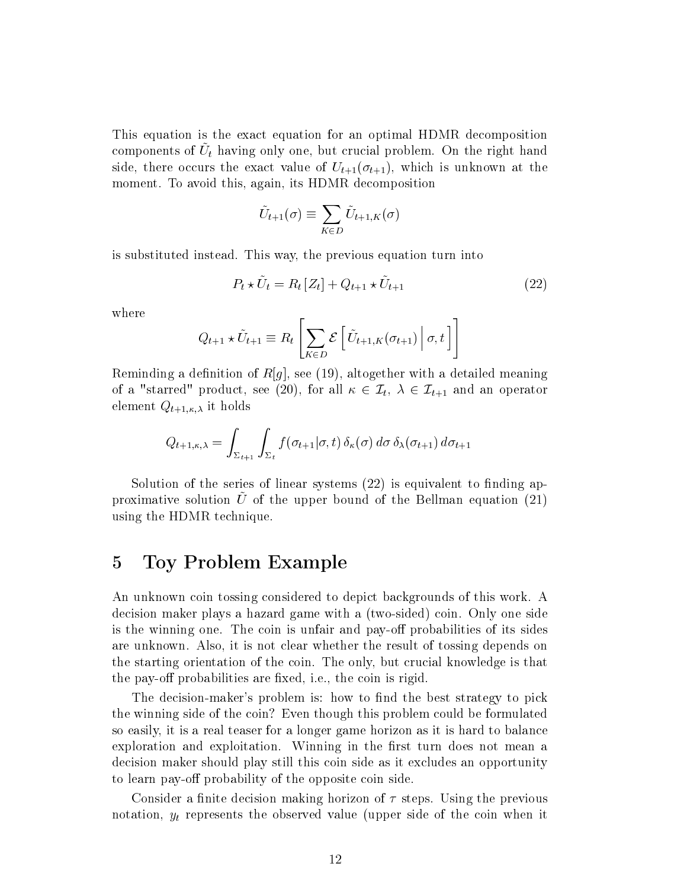This equation is the exact equation for an optimal HDMR decomposition components of $\tilde{U}_t$ having only one, but crucial problem. On the right hand side, there occurs the exact value of $U_{t+1}(\sigma_{t+1})$, which is unknown at the moment. To avoid this, again, its HDMR decomposition

$$\tilde{U}_{t+1}(\sigma) \equiv \sum_{K \in D} \tilde{U}_{t+1,K}(\sigma)$$

is substituted instead. This way, the previous equation turn into

$$P_t \star \tilde{U}_t = R_t \left[ Z_t \right] + Q_{t+1} \star \tilde{U}_{t+1} \tag{22}$$

where

$$Q_{t+1} \star \tilde{U}_{t+1} \equiv R_t \left[ \sum_{K \in D} \mathcal{E} \left[ \tilde{U}_{t+1,K}(\sigma_{t+1}) \,\middle|\, \sigma, t \right] \right]$$

Reminding a definition of $R[g]$, see (19), altogether with a detailed meaning of a "starred" product, see (20), for all $\kappa \in \mathcal{I}_t$, $\lambda \in \mathcal{I}_{t+1}$ and an operator element $Q_{t+1,\kappa,\lambda}$ it holds

$$Q_{t+1,\kappa,\lambda} = \int_{\Sigma_{t+1}} \int_{\Sigma_t} f(\sigma_{t+1} | \sigma, t) \, \delta_\kappa(\sigma) \, d\sigma \, \delta_\lambda(\sigma_{t+1}) \, d\sigma_{t+1}$$

Solution of the series of linear systems (22) is equivalent to finding approximative solution $\tilde{U}$ of the upper bound of the Bellman equation (21) using the HDMR technique.

# 5 Toy Problem Example

An unknown coin tossing considered to depict backgrounds of this work. A decision maker plays a hazard game with a (two-sided) coin. Only one side is the winning one. The coin is unfair and pay-off probabilities of its sides are unknown. Also, it is not clear whether the result of tossing depends on the starting orientation of the coin. The only, but crucial knowledge is that the pay-off probabilities are fixed, i.e., the coin is rigid.

The decision-maker's problem is: how to find the best strategy to pick the winning side of the coin? Even though this problem could be formulated so easily, it is a real teaser for a longer game horizon as it is hard to balance exploration and exploitation. Winning in the first turn does not mean a decision maker should play still this coin side as it excludes an opportunity to learn pay-off probability of the opposite coin side.

Consider a finite decision making horizon of $\tau$ steps. Using the previous notation, $y_t$ represents the observed value (upper side of the coin when it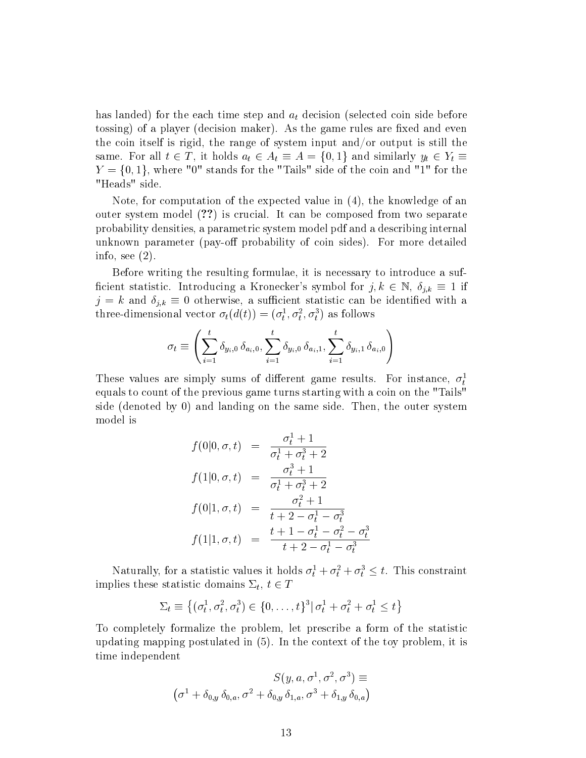has landed) for the each time step and $a_t$ decision (selected coin side before tossing) of a player (decision maker). As the game rules are fixed and even the coin itself is rigid, the range of system input and/or output is still the same. For all $t \in T$, it holds $a_t \in A_t \equiv A = \{0, 1\}$ and similarly $y_t \in Y_t \equiv Y = \{0, 1\}$, where "0" stands for the "Tails" side of the coin and "1" for the "Heads" side.

Note, for computation of the expected value in (4), the knowledge of an outer system model (??) is crucial. It can be composed from two separate probability densities, a parametric system model pdf and a describing internal unknown parameter (pay-off probability of coin sides). For more detailed info, see (2).

Before writing the resulting formulae, it is necessary to introduce a sufficient statistic. Introducing a Kronecker's symbol for $j, k \in \mathbb{N}$, $\delta_{j,k} \equiv 1$ if $j = k$ and $\delta_{j,k} \equiv 0$ otherwise, a sufficient statistic can be identified with a three-dimensional vector $\sigma_t(d(t)) = (\sigma_t^1, \sigma_t^2, \sigma_t^3)$ as follows

$$\sigma_t \equiv \left( \sum_{i=1}^{t} \delta_{y_i,0}\, \delta_{a_i,0}, \sum_{i=1}^{t} \delta_{y_i,0}\, \delta_{a_i,1}, \sum_{i=1}^{t} \delta_{y_i,1}\, \delta_{a_i,0} \right)$$

These values are simply sums of different game results. For instance, $\sigma_t^1$ equals to count of the previous game turns starting with a coin on the "Tails" side (denoted by 0) and landing on the same side. Then, the outer system model is

$$\begin{aligned}
f(0|0, \sigma, t) &= \frac{\sigma_t^1 + 1}{\sigma_t^1 + \sigma_t^3 + 2} \\
f(1|0, \sigma, t) &= \frac{\sigma_t^3 + 1}{\sigma_t^1 + \sigma_t^3 + 2} \\
f(0|1, \sigma, t) &= \frac{\sigma_t^2 + 1}{t + 2 - \sigma_t^1 - \sigma_t^3} \\
f(1|1, \sigma, t) &= \frac{t + 1 - \sigma_t^1 - \sigma_t^2 - \sigma_t^3}{t + 2 - \sigma_t^1 - \sigma_t^3}
\end{aligned}$$

Naturally, for a statistic values it holds $\sigma_t^1 + \sigma_t^2 + \sigma_t^3 \leq t$. This constraint implies these statistic domains $\Sigma_t$, $t \in T$

$$\Sigma_t \equiv \left\{ (\sigma_t^1, \sigma_t^2, \sigma_t^3) \in \{0, \ldots, t\}^3 \middle| \, \sigma_t^1 + \sigma_t^2 + \sigma_t^1 \leq t \right\}$$

To completely formalize the problem, let prescribe a form of the statistic updating mapping postulated in (5). In the context of the toy problem, it is time independent

$$S(y, a, \sigma^1, \sigma^2, \sigma^3) \equiv$$
$$\left(\sigma^1 + \delta_{0,y}\, \delta_{0,a}, \sigma^2 + \delta_{0,y}\, \delta_{1,a}, \sigma^3 + \delta_{1,y}\, \delta_{0,a}\right)$$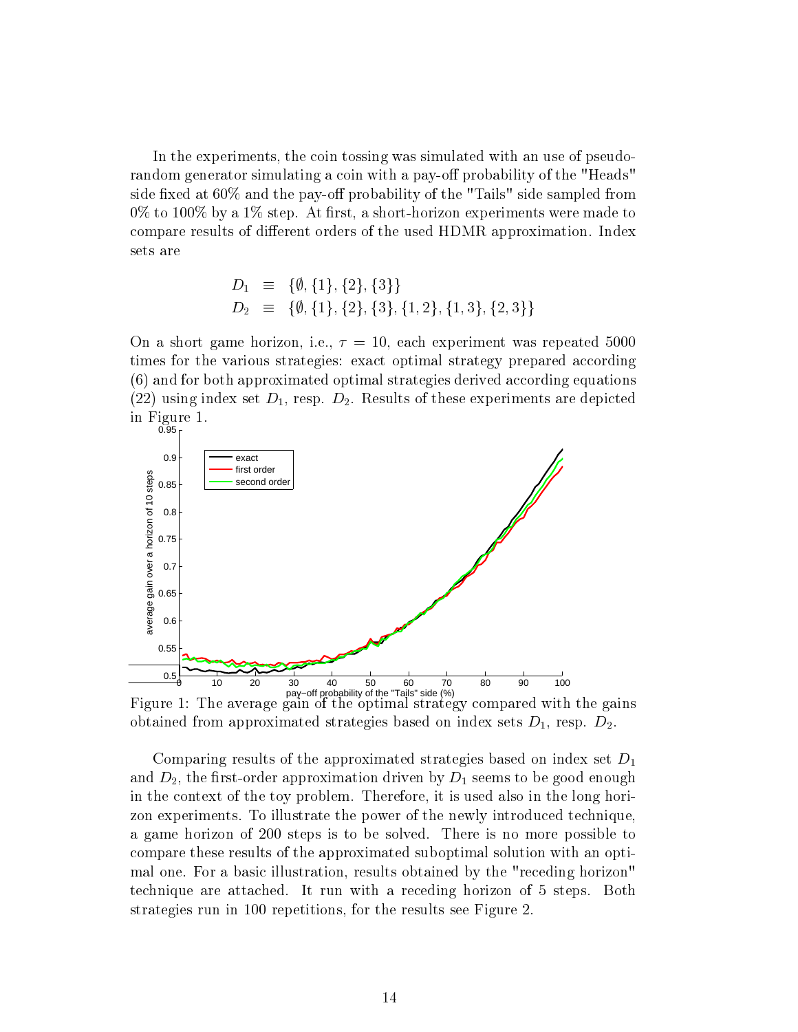In the experiments, the coin tossing was simulated with an use of pseudo-random generator simulating a coin with a pay-off probability of the "Heads" side fixed at 60% and the pay-off probability of the "Tails" side sampled from 0% to 100% by a 1% step. At first, a short-horizon experiments were made to compare results of different orders of the used HDMR approximation. Index sets are

$$
\begin{aligned}
D_1 &\equiv \{\emptyset, \{1\}, \{2\}, \{3\}\} \\
D_2 &\equiv \{\emptyset, \{1\}, \{2\}, \{3\}, \{1,2\}, \{1,3\}, \{2,3\}\}
\end{aligned}
$$

On a short game horizon, i.e., $\tau = 10$, each experiment was repeated 5000 times for the various strategies: exact optimal strategy prepared according (6) and for both approximated optimal strategies derived according equations (22) using index set $D_1$, resp. $D_2$. Results of these experiments are depicted in Figure 1.

Figure 1: The average gain of the optimal strategy compared with the gains obtained from approximated strategies based on index sets $D_1$, resp. $D_2$.

Comparing results of the approximated strategies based on index set $D_1$ and $D_2$, the first-order approximation driven by $D_1$ seems to be good enough in the context of the toy problem. Therefore, it is used also in the long horizon experiments. To illustrate the power of the newly introduced technique, a game horizon of 200 steps is to be solved. There is no more possible to compare these results of the approximated suboptimal solution with an optimal one. For a basic illustration, results obtained by the "receding horizon" technique are attached. It run with a receding horizon of 5 steps. Both strategies run in 100 repetitions, for the results see Figure 2.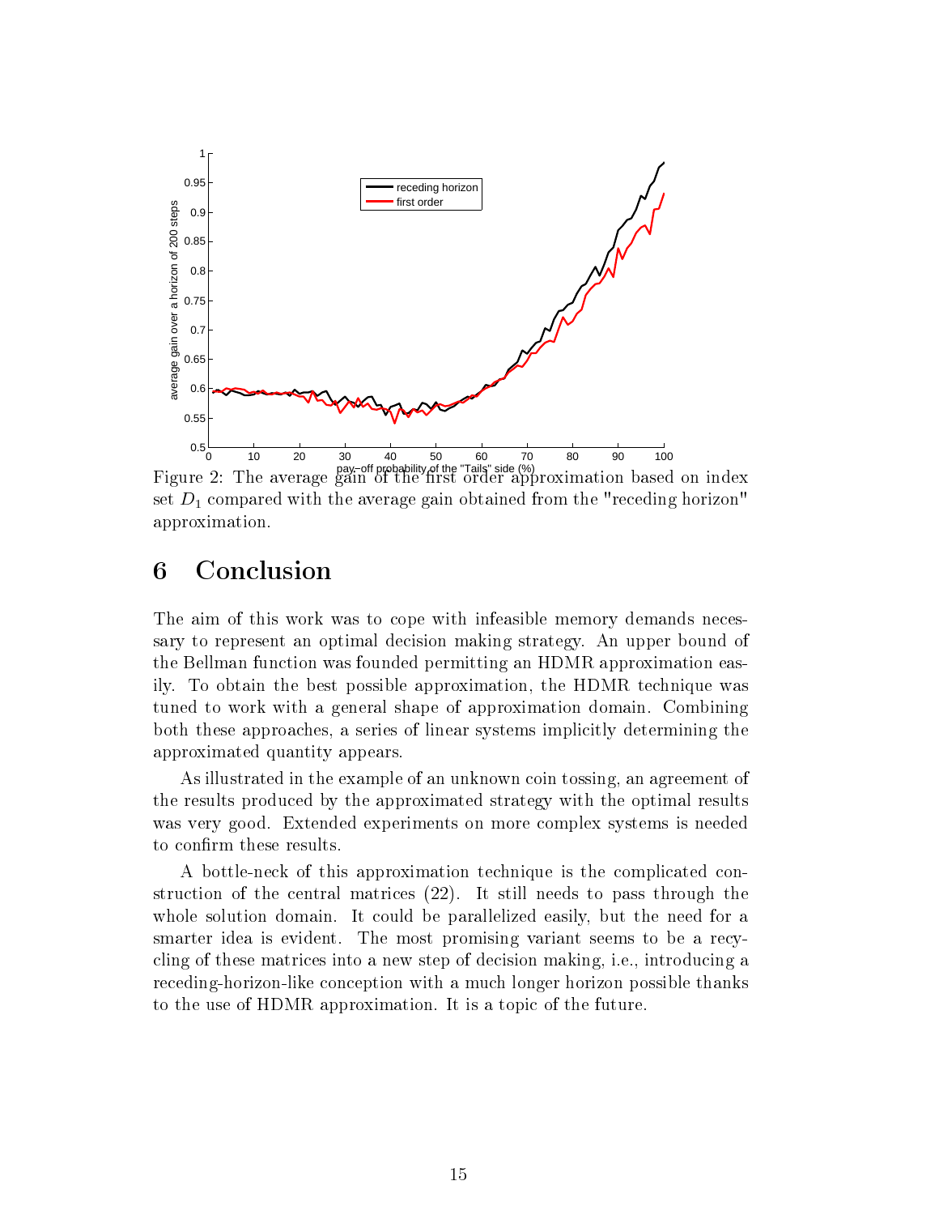Figure 2: The average gain of the first order approximation based on index set $D_1$ compared with the average gain obtained from the "receding horizon" approximation.

## 6 Conclusion

The aim of this work was to cope with infeasible memory demands necessary to represent an optimal decision making strategy. An upper bound of the Bellman function was founded permitting an HDMR approximation easily. To obtain the best possible approximation, the HDMR technique was tuned to work with a general shape of approximation domain. Combining both these approaches, a series of linear systems implicitly determining the approximated quantity appears.

As illustrated in the example of an unknown coin tossing, an agreement of the results produced by the approximated strategy with the optimal results was very good. Extended experiments on more complex systems is needed to confirm these results.

A bottle-neck of this approximation technique is the complicated construction of the central matrices (22). It still needs to pass through the whole solution domain. It could be parallelized easily, but the need for a smarter idea is evident. The most promising variant seems to be a recycling of these matrices into a new step of decision making, i.e., introducing a receding-horizon-like conception with a much longer horizon possible thanks to the use of HDMR approximation. It is a topic of the future.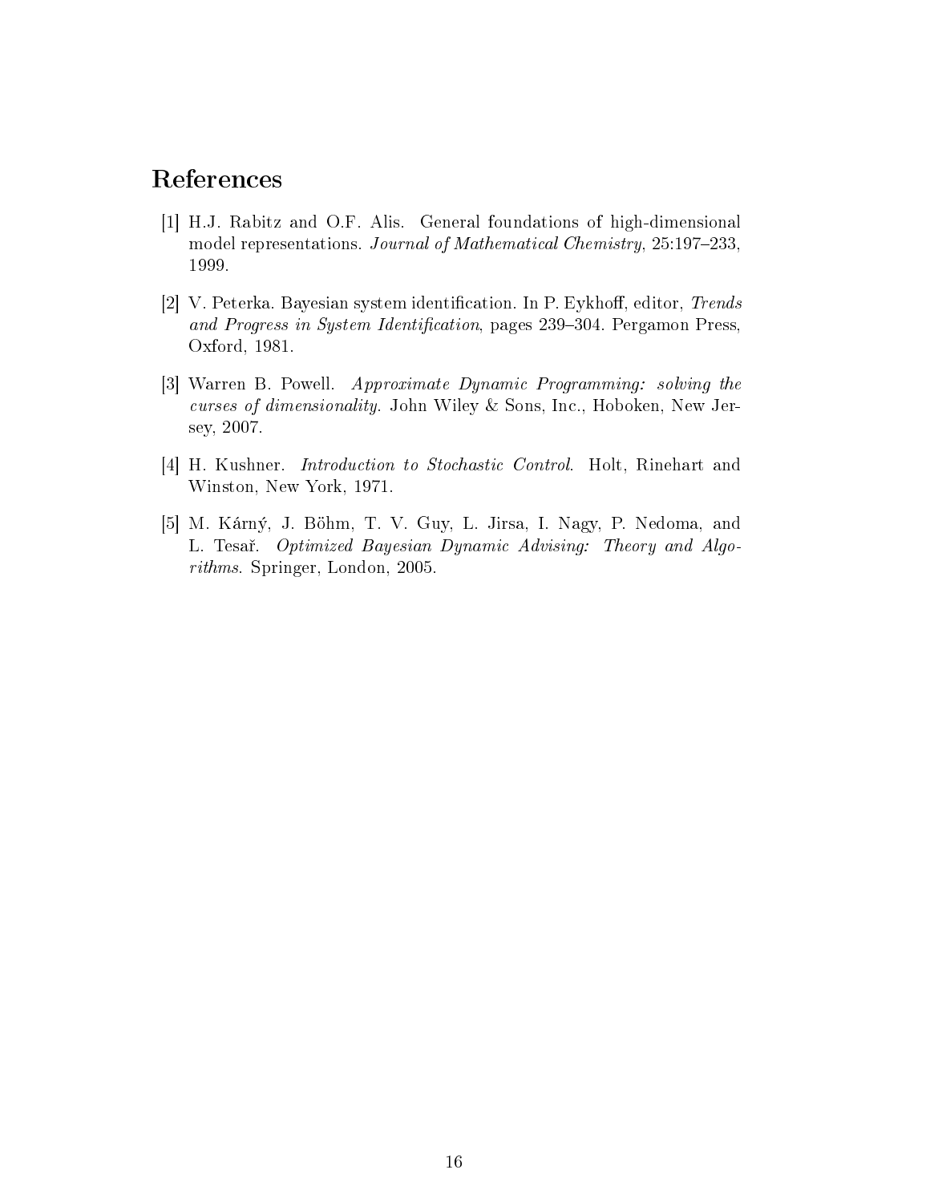## References

[1] H.J. Rabitz and O.F. Alis. General foundations of high-dimensional model representations. *Journal of Mathematical Chemistry*, 25:197–233, 1999.

[2] V. Peterka. Bayesian system identification. In P. Eykhoff, editor, *Trends and Progress in System Identification*, pages 239–304. Pergamon Press, Oxford, 1981.

[3] Warren B. Powell. *Approximate Dynamic Programming: solving the curses of dimensionality*. John Wiley & Sons, Inc., Hoboken, New Jersey, 2007.

[4] H. Kushner. *Introduction to Stochastic Control*. Holt, Rinehart and Winston, New York, 1971.

[5] M. Kárný, J. Böhm, T. V. Guy, L. Jirsa, I. Nagy, P. Nedoma, and L. Tesař. *Optimized Bayesian Dynamic Advising: Theory and Algorithms*. Springer, London, 2005.